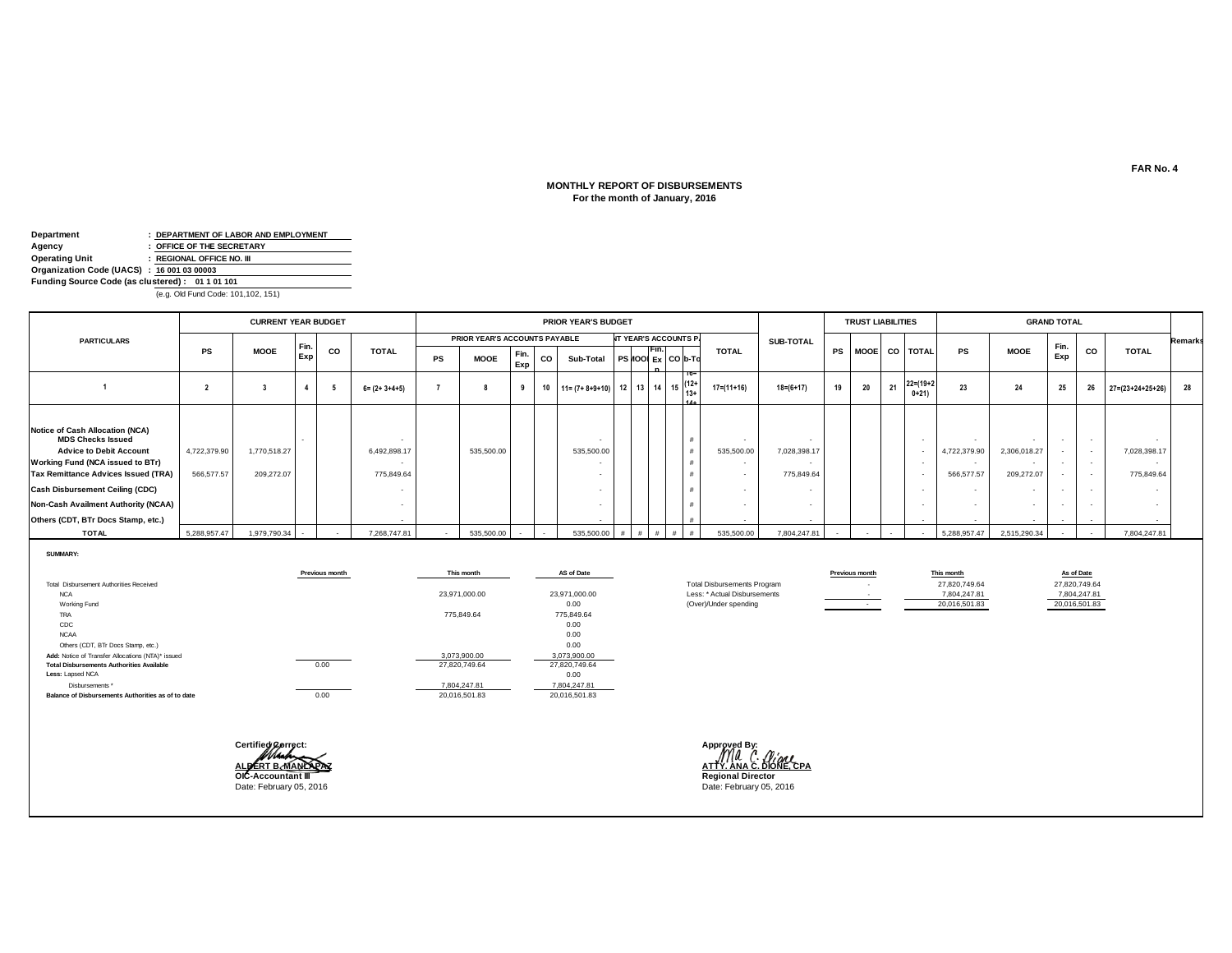FAR No. 4

## MONTHLY REPORT OF DISBURSEMENTS
**For the month of January, 2016**

**Department** : DEPARTMENT OF LABOR AND EMPLOYMENT
**Agency** : OFFICE OF THE SECRETARY
**Operating Unit** : REGIONAL OFFICE NO. III
**Organization Code (UACS)** : 16 001 03 00003
**Funding Source Code (as clustered)** : 01 1 01 101
(e.g. Old Fund Code: 101,102, 151)

| PARTICULARS | CURRENT YEAR BUDGET | | | | | PRIOR YEAR'S BUDGET | | | | | | | | | | | | SUB-TOTAL | TRUST LIABILITIES | | | | GRAND TOTAL | | | | | Remarks |
|---|---|---|---|---|---|---|---|---|---|---|---|---|---|---|---|---|---|---|---|---|---|---|---|---|---|---|---|---|
| | | | | | | PRIOR YEAR'S ACCOUNTS PAYABLE | | | | | CURRENT YEAR'S ACCOUNTS PAYABLE | | | | | TOTAL | | | | | | | | | | | | |
| | PS | MOOE | Fin. Exp | CO | TOTAL | PS | MOOE | Fin. Exp | CO | Sub-Total | PS | MOOE | Fin. Exp | CO | Sub-Total | | | PS | MOOE | CO | TOTAL | PS | MOOE | Fin. Exp | CO | TOTAL | |
| 1 | 2 | 3 | 4 | 5 | 6= (2+ 3+4+5) | 7 | 8 | 9 | 10 | 11= (7+ 8+9+10) | 12 | 13 | 14 | 15 | 16=(12+13+14+15) | 17=(11+16) | 18=(6+17) | 19 | 20 | 21 | 22=(19+20+21) | 23 | 24 | 25 | 26 | 27=(23+24+25+26) | 28 |
| Notice of Cash Allocation (NCA) | | | | | | | | | | | | | | | | | | | | | | | | | | | |
| MDS Checks Issued | | | - | | - | | | | | - | | | | | # | - | - | | | | - | - | - | - | - | - | |
| Advice to Debit Account | 4,722,379.90 | 1,770,518.27 | | | 6,492,898.17 | | 535,500.00 | | | 535,500.00 | | | | | # | 535,500.00 | 7,028,398.17 | | | | - | 4,722,379.90 | 2,306,018.27 | - | - | 7,028,398.17 | |
| Working Fund (NCA issued to BTr) | | | | | - | | | | | - | | | | | # | - | - | | | | - | - | - | - | - | - | |
| Tax Remittance Advices Issued (TRA) | 566,577.57 | 209,272.07 | | | 775,849.64 | | | | | - | | | | | # | - | 775,849.64 | | | | - | 566,577.57 | 209,272.07 | - | - | 775,849.64 | |
| Cash Disbursement Ceiling (CDC) | | | | | - | | | | | - | | | | | # | - | - | | | | - | - | - | - | - | - | |
| Non-Cash Availment Authority (NCAA) | | | | | - | | | | | - | | | | | # | - | - | | | | - | - | - | - | - | - | |
| Others (CDT, BTr Docs Stamp, etc.) | | | | | - | | | | | - | | | | | # | - | - | | | | - | - | - | - | - | - | |
| TOTAL | 5,288,957.47 | 1,979,790.34 | - | - | 7,268,747.81 | - | 535,500.00 | - | - | 535,500.00 | # | # | # | # | # | 535,500.00 | 7,804,247.81 | - | - | - | - | 5,288,957.47 | 2,515,290.34 | - | - | 7,804,247.81 | |

**SUMMARY:**

| | Previous month | This month | AS of Date |
|---|---|---|---|
| Total Disbursement Authorities Received | | | |
| NCA | | 23,971,000.00 | 23,971,000.00 |
| Working Fund | | | 0.00 |
| TRA | | 775,849.64 | 775,849.64 |
| CDC | | | 0.00 |
| NCAA | | | 0.00 |
| Others (CDT, BTr Docs Stamp, etc.) | | | 0.00 |
| **Add:** Notice of Transfer Allocations (NTA)* issued | | 3,073,900.00 | 3,073,900.00 |
| **Total Disbursements Authorities Available** | 0.00 | 27,820,749.64 | 27,820,749.64 |
| **Less:** Lapsed NCA | | | 0.00 |
| Disbursements * | | 7,804,247.81 | 7,804,247.81 |
| **Balance of Disbursements Authorities as of to date** | 0.00 | 20,016,501.83 | 20,016,501.83 |

| | Previous month | This month | As of Date |
|---|---|---|---|
| Total Disbursements Program | - | 27,820,749.64 | 27,820,749.64 |
| Less: * Actual Disbursements | - | 7,804,247.81 | 7,804,247.81 |
| (Over)/Under spending | - | 20,016,501.83 | 20,016,501.83 |

**Certified Correct:**

**ALBERT B. MANLAPAZ**
**OIC-Accountant III**
Date: February 05, 2016

**Approved By:**

**ATTY. ANA C. DIONE, CPA**
**Regional Director**
Date: February 05, 2016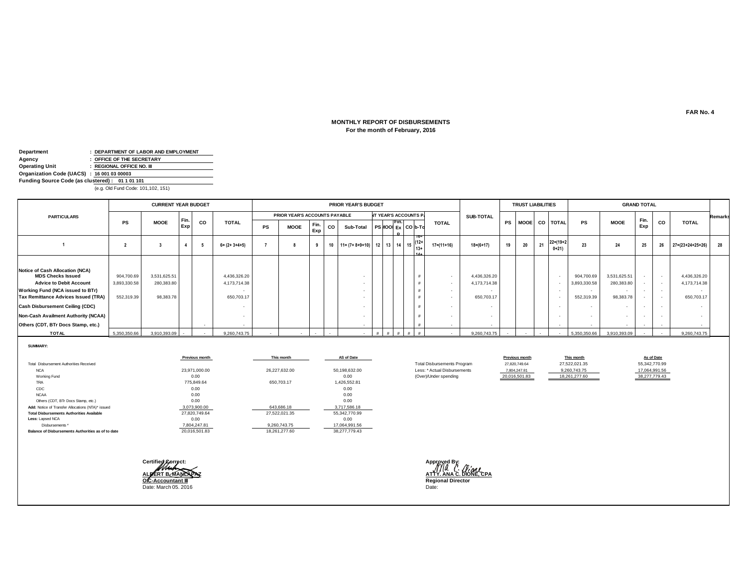**FAR No. 4**

## MONTHLY REPORT OF DISBURSEMENTS
**For the month of February, 2016**

**Department** : DEPARTMENT OF LABOR AND EMPLOYMENT
**Agency** : OFFICE OF THE SECRETARY
**Operating Unit** : REGIONAL OFFICE NO. III
**Organization Code (UACS)** : 16 001 03 00003
**Funding Source Code (as clustered)** : 01 1 01 101
(e.g. Old Fund Code: 101,102, 151)

| PARTICULARS | CURRENT YEAR BUDGET | | | | | PRIOR YEAR'S BUDGET | | | | | | | | | | | | SUB-TOTAL | TRUST LIABILITIES | | | | GRAND TOTAL | | | | | Remarks |
|---|---|---|---|---|---|---|---|---|---|---|---|---|---|---|---|---|---|---|---|---|---|---|---|---|---|---|---|---|
| | | | | | | PRIOR YEAR'S ACCOUNTS PAYABLE | | | | | CURRENT YEAR'S ACCOUNTS PAYABLE | | | | | | TOTAL | | | | | | | | | | | |
| | PS | MOOE | Fin. Exp | CO | TOTAL | PS | MOOE | Fin. Exp | CO | Sub-Total | PS | MOOE | Fin. Exp | CO | Sub-Total | | | | PS | MOOE | CO | TOTAL | PS | MOOE | Fin. Exp | CO | TOTAL | |
| 1 | 2 | 3 | 4 | 5 | 6= (2+ 3+4+5) | 7 | 8 | 9 | 10 | 11= (7+ 8+9+10) | 12 | 13 | 14 | 15 | 16=(12+13+14+15) | 17=(11+16) | 18=(6+17) | | 19 | 20 | 21 | 22=(19+20+21) | 23 | 24 | 25 | 26 | 27=(23+24+25+26) | 28 |
| **Notice of Cash Allocation (NCA)** | | | | | | | | | | | | | | | | | | | | | | | | | | | | |
| **MDS Checks Issued** | 904,700.69 | 3,531,625.51 | | | 4,436,326.20 | | | | | - | | | | | # | - | 4,436,326.20 | | | | | - | 904,700.69 | 3,531,625.51 | - | - | 4,436,326.20 | |
| **Advice to Debit Account** | 3,893,330.58 | 280,383.80 | | | 4,173,714.38 | | | | | - | | | | | # | - | 4,173,714.38 | | | | | - | 3,893,330.58 | 280,383.80 | - | - | 4,173,714.38 | |
| **Working Fund (NCA issued to BTr)** | | | | | - | | | | | - | | | | | # | - | - | | | | | - | - | - | - | - | - | |
| **Tax Remittance Advices Issued (TRA)** | 552,319.39 | 98,383.78 | | | 650,703.17 | | | | | - | | | | | # | - | 650,703.17 | | | | | - | 552,319.39 | 98,383.78 | - | - | 650,703.17 | |
| **Cash Disbursement Ceiling (CDC)** | | | | | - | | | | | - | | | | | # | - | - | | | | | - | - | - | - | - | - | |
| **Non-Cash Availment Authority (NCAA)** | | | | | - | | | | | - | | | | | # | - | - | | | | | - | - | - | - | - | - | |
| **Others (CDT, BTr Docs Stamp, etc.)** | | | | - | - | | | | | - | | | | | # | - | - | | | | | - | - | - | - | - | - | |
| **TOTAL** | 5,350,350.66 | 3,910,393.09 | - | - | 9,260,743.75 | - | - | - | - | - | # | # | # | # | # | - | 9,260,743.75 | | - | - | - | - | 5,350,350.66 | 3,910,393.09 | - | - | 9,260,743.75 | |

**SUMMARY:**

| | Previous month | This month | AS of Date |
|---|---|---|---|
| Total Disbursement Authorities Received | | | |
| NCA | 23,971,000.00 | 26,227,632.00 | 50,198,632.00 |
| Working Fund | 0.00 | | 0.00 |
| TRA | 775,849.64 | 650,703.17 | 1,426,552.81 |
| CDC | 0.00 | | 0.00 |
| NCAA | 0.00 | | 0.00 |
| Others (CDT, BTr Docs Stamp, etc.) | 0.00 | | 0.00 |
| **Add:** Notice of Transfer Allocations (NTA)* issued | 3,073,900.00 | 643,686.18 | 3,717,586.18 |
| **Total Disbursements Authorities Available** | 27,820,749.64 | 27,522,021.35 | 55,342,770.99 |
| **Less:** Lapsed NCA | 0.00 | | 0.00 |
| Disbursements * | 7,804,247.81 | 9,260,743.75 | 17,064,991.56 |
| **Balance of Disbursements Authorities as of to date** | 20,016,501.83 | 18,261,277.60 | 38,277,779.43 |

| | Previous month | This month | As of Date |
|---|---|---|---|
| Total Disbursements Program | 27,820,749.64 | 27,522,021.35 | 55,342,770.99 |
| Less: * Actual Disbursements | 7,804,247.81 | 9,260,743.75 | 17,064,991.56 |
| (Over)/Under spending | 20,016,501.83 | 18,261,277.60 | 38,277,779.43 |

**Certified Correct:**

**ALBERT B. MANLAPAZ**
**OIC-Accountant III**
Date: March 05. 2016

**Approved By:**

**ATTY. ANA C. DIONE, CPA**
**Regional Director**
Date: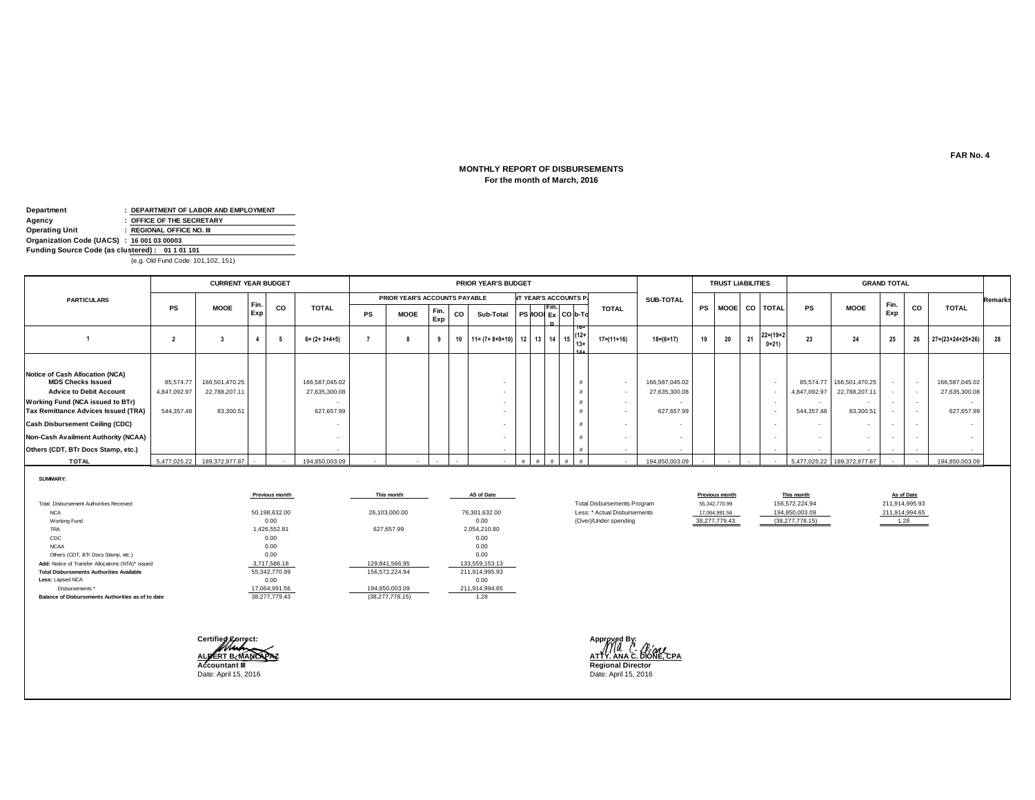FAR No. 4

# MONTHLY REPORT OF DISBURSEMENTS
## For the month of March, 2016

**Department** : DEPARTMENT OF LABOR AND EMPLOYMENT
**Agency** : OFFICE OF THE SECRETARY
**Operating Unit** : REGIONAL OFFICE NO. III
**Organization Code (UACS)** : 16 001 03 00003
**Funding Source Code (as clustered)** : 01 1 01 101
(e.g. Old Fund Code: 101,102, 151)

| PARTICULARS | CURRENT YEAR BUDGET | | | | | PRIOR YEAR'S BUDGET | | | | | | | | | | | SUB-TOTAL | TRUST LIABILITIES | | | | GRAND TOTAL | | | | | Remarks |
|---|---|---|---|---|---|---|---|---|---|---|---|---|---|---|---|---|---|---|---|---|---|---|---|---|---|---|---|
| | | | | | | PRIOR YEAR'S ACCOUNTS PAYABLE | | | | | CURRENT YEAR'S ACCOUNTS PAYABLE | | | | | TOTAL | | | | | | | | | | | |
| | PS | MOOE | Fin. Exp | CO | TOTAL | PS | MOOE | Fin. Exp | CO | Sub-Total | PS | MOOE | Fin. Exp | CO | Sub-Total | | | PS | MOOE | CO | TOTAL | PS | MOOE | Fin. Exp | CO | TOTAL | |
| 1 | 2 | 3 | 4 | 5 | 6= (2+ 3+4+5) | 7 | 8 | 9 | 10 | 11= (7+ 8+9+10) | 12 | 13 | 14 | 15 | 16=(12+13+14+15) | 17=(11+16) | 18=(6+17) | 19 | 20 | 21 | 22=(19+20+21) | 23 | 24 | 25 | 26 | 27=(23+24+25+26) | 28 |
| **Notice of Cash Allocation (NCA)** | | | | | | | | | | | | | | | | | | | | | | | | | | | |
| **MDS Checks Issued** | 85,574.77 | 166,501,470.25 | | | 166,587,045.02 | | | | | - | | | | | # | - | 166,587,045.02 | | | | - | 85,574.77 | 166,501,470.25 | - | - | 166,587,045.02 | |
| **Advice to Debit Account** | 4,847,092.97 | 22,788,207.11 | | | 27,635,300.08 | | | | | - | | | | | # | - | 27,635,300.08 | | | | - | 4,847,092.97 | 22,788,207.11 | - | - | 27,635,300.08 | |
| **Working Fund (NCA issued to BTr)** | | | | | - | | | | | - | | | | | # | - | - | | | | - | - | - | - | - | - | |
| **Tax Remittance Advices Issued (TRA)** | 544,357.48 | 83,300.51 | | | 627,657.99 | | | | | - | | | | | # | - | 627,657.99 | | | | - | 544,357.48 | 83,300.51 | - | - | 627,657.99 | |
| **Cash Disbursement Ceiling (CDC)** | | | | | - | | | | | - | | | | | # | - | - | | | | - | - | - | - | - | - | |
| **Non-Cash Availment Authority (NCAA)** | | | | | - | | | | | - | | | | | # | - | - | | | | - | - | - | - | - | - | |
| **Others (CDT, BTr Docs Stamp, etc.)** | | | | | - | | | | | - | | | | | # | - | - | | | | - | - | - | - | - | - | |
| **TOTAL** | 5,477,025.22 | 189,372,977.87 | - | - | 194,850,003.09 | - | - | - | - | - | # | # | # | # | # | - | 194,850,003.09 | - | - | - | - | 5,477,025.22 | 189,372,977.87 | - | - | 194,850,003.09 | |

**SUMMARY:**

| | Previous month | This month | AS of Date |
|---|---|---|---|
| Total Disbursement Authorities Received | | | |
| NCA | 50,198,632.00 | 26,103,000.00 | 76,301,632.00 |
| Working Fund | 0.00 | | 0.00 |
| TRA | 1,426,552.81 | 627,657.99 | 2,054,210.80 |
| CDC | 0.00 | | 0.00 |
| NCAA | 0.00 | | 0.00 |
| Others (CDT, BTr Docs Stamp, etc.) | 0.00 | | 0.00 |
| **Add:** Notice of Transfer Allocations (NTA)* issued | 3,717,586.18 | 129,841,566.95 | 133,559,153.13 |
| **Total Disbursements Authorities Available** | 55,342,770.99 | 156,572,224.94 | 211,914,995.93 |
| **Less:** Lapsed NCA | 0.00 | | 0.00 |
| Disbursements * | 17,064,991.56 | 194,850,003.09 | 211,914,994.65 |
| **Balance of Disbursements Authorities as of to date** | 38,277,779.43 | (38,277,778.15) | 1.28 |

| | Previous month | This month | As of Date |
|---|---|---|---|
| Total Disbursements Program | 55,342,770.99 | 156,572,224.94 | 211,914,995.93 |
| Less: * Actual Disbursements | 17,064,991.56 | 194,850,003.09 | 211,914,994.65 |
| (Over)/Under spending | 38,277,779.43 | (38,277,778.15) | 1.28 |

Certified Correct:

**ALBERT B. MANLAPAZ**
**Accountant III**
Date: April 15, 2016

Approved By:

**ATTY. ANA C. DIONE, CPA**
**Regional Director**
Date: April 15, 2016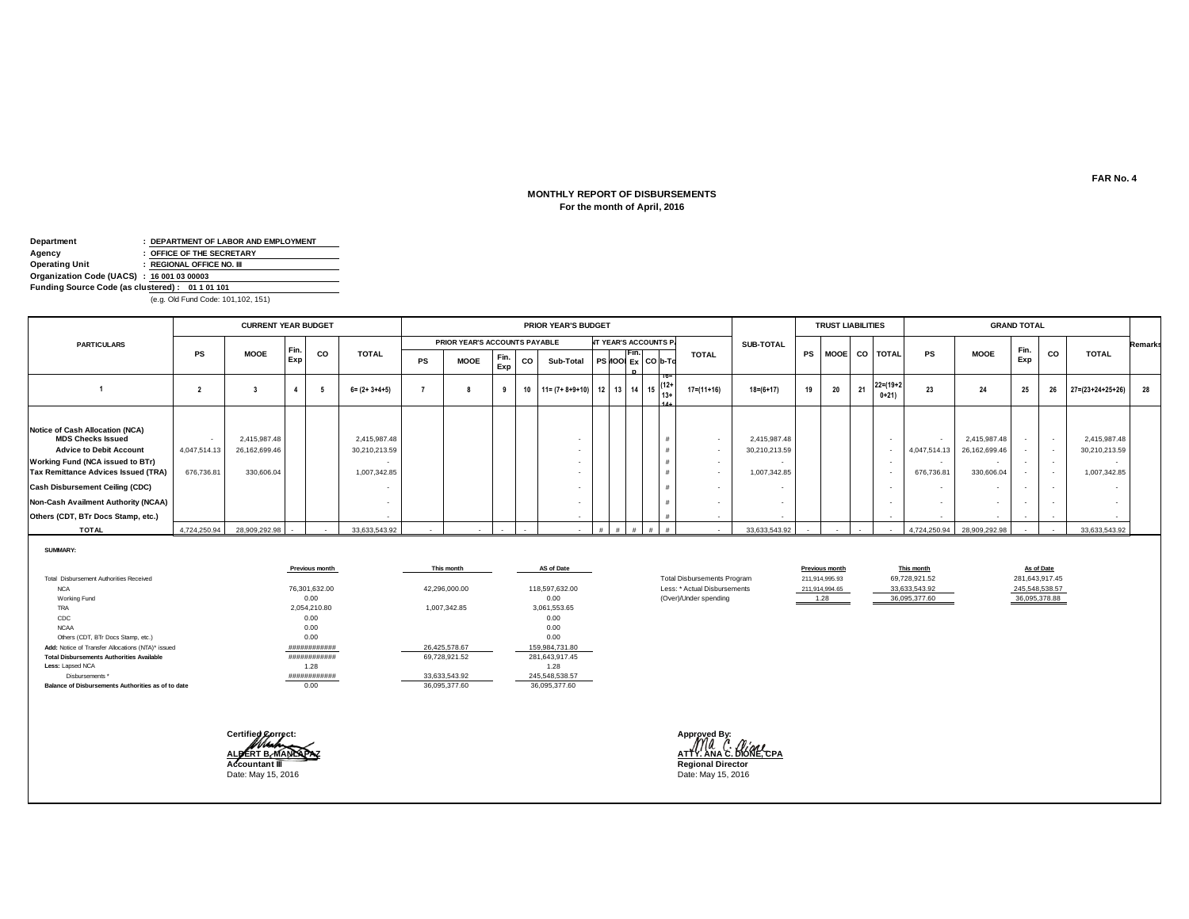FAR No. 4

## MONTHLY REPORT OF DISBURSEMENTS
### For the month of April, 2016

**Department** : DEPARTMENT OF LABOR AND EMPLOYMENT
**Agency** : OFFICE OF THE SECRETARY
**Operating Unit** : REGIONAL OFFICE NO. III
**Organization Code (UACS)** : 16 001 03 00003
**Funding Source Code (as clustered)** : 01 1 01 101
(e.g. Old Fund Code: 101,102, 151)

| PARTICULARS | CURRENT YEAR BUDGET | | | | | PRIOR YEAR'S BUDGET | | | | | | | | | | | SUB-TOTAL | TRUST LIABILITIES | | | | GRAND TOTAL | | | | | Remarks |
|---|---|---|---|---|---|---|---|---|---|---|---|---|---|---|---|---|---|---|---|---|---|---|---|---|---|---|---|
| | | | | | | PRIOR YEAR'S ACCOUNTS PAYABLE | | | | | NT YEAR'S ACCOUNTS PA | | | | | TOTAL | | | | | | | | | | | |
| | PS | MOOE | Fin. Exp | CO | TOTAL | PS | MOOE | Fin. Exp | CO | Sub-Total | PS | MOOE | Fin. Exp | CO | Sub-To | | | PS | MOOE | CO | TOTAL | PS | MOOE | Fin. Exp | CO | TOTAL | |
| 1 | 2 | 3 | 4 | 5 | 6= (2+ 3+4+5) | 7 | 8 | 9 | 10 | 11= (7+ 8+9+10) | 12 | 13 | 14 | 15 | 16=(12+13+14+ | 17=(11+16) | 18=(6+17) | 19 | 20 | 21 | 22=(19+20+21) | 23 | 24 | 25 | 26 | 27=(23+24+25+26) | 28 |
| **Notice of Cash Allocation (NCA)** | | | | | | | | | | | | | | | | | | | | | | | | | | | |
| **MDS Checks Issued** | - | 2,415,987.48 | | | 2,415,987.48 | | | | | - | | | | | # | - | 2,415,987.48 | | | | - | - | 2,415,987.48 | - | - | 2,415,987.48 | |
| **Advice to Debit Account** | 4,047,514.13 | 26,162,699.46 | | | 30,210,213.59 | | | | | - | | | | | # | - | 30,210,213.59 | | | | - | 4,047,514.13 | 26,162,699.46 | - | - | 30,210,213.59 | |
| **Working Fund (NCA issued to BTr)** | | | | | - | | | | | - | | | | | # | - | - | | | | - | - | - | - | - | - | |
| **Tax Remittance Advices Issued (TRA)** | 676,736.81 | 330,606.04 | | | 1,007,342.85 | | | | | - | | | | | # | - | 1,007,342.85 | | | | - | 676,736.81 | 330,606.04 | - | - | 1,007,342.85 | |
| **Cash Disbursement Ceiling (CDC)** | | | | | - | | | | | - | | | | | # | - | - | | | | - | - | - | - | - | - | |
| **Non-Cash Availment Authority (NCAA)** | | | | | - | | | | | - | | | | | # | - | - | | | | - | - | - | - | - | - | |
| **Others (CDT, BTr Docs Stamp, etc.)** | | | | | - | | | | | - | | | | | # | - | - | | | | - | - | - | - | - | - | |
| **TOTAL** | 4,724,250.94 | 28,909,292.98 | - | - | 33,633,543.92 | - | - | - | - | - | # | # | # | # | # | - | 33,633,543.92 | - | - | - | - | 4,724,250.94 | 28,909,292.98 | - | - | 33,633,543.92 | |

**SUMMARY:**

| | Previous month | This month | AS of Date |
|---|---|---|---|
| Total Disbursement Authorities Received | | | |
| NCA | 76,301,632.00 | 42,296,000.00 | 118,597,632.00 |
| Working Fund | 0.00 | | 0.00 |
| TRA | 2,054,210.80 | 1,007,342.85 | 3,061,553.65 |
| CDC | 0.00 | | 0.00 |
| NCAA | 0.00 | | 0.00 |
| Others (CDT, BTr Docs Stamp, etc.) | 0.00 | | 0.00 |
| **Add:** Notice of Transfer Allocations (NTA)* issued | ############ | 26,425,578.67 | 159,984,731.80 |
| **Total Disbursements Authorities Available** | ############ | 69,728,921.52 | 281,643,917.45 |
| **Less:** Lapsed NCA | 1.28 | | 1.28 |
| Disbursements * | ############ | 33,633,543.92 | 245,548,538.57 |
| **Balance of Disbursements Authorities as of to date** | 0.00 | 36,095,377.60 | 36,095,377.60 |

| | Previous month | This month | As of Date |
|---|---|---|---|
| Total Disbursements Program | 211,914,995.93 | 69,728,921.52 | 281,643,917.45 |
| Less: * Actual Disbursements | 211,914,994.65 | 33,633,543.92 | 245,548,538.57 |
| (Over)/Under spending | 1.28 | 36,095,377.60 | 36,095,378.88 |

Certified Correct:
**ALBERT B. MANLAPAZ**
**Accountant III**
Date: May 15, 2016

Approved By:
**ATTY. ANA C. DIONE, CPA**
**Regional Director**
Date: May 15, 2016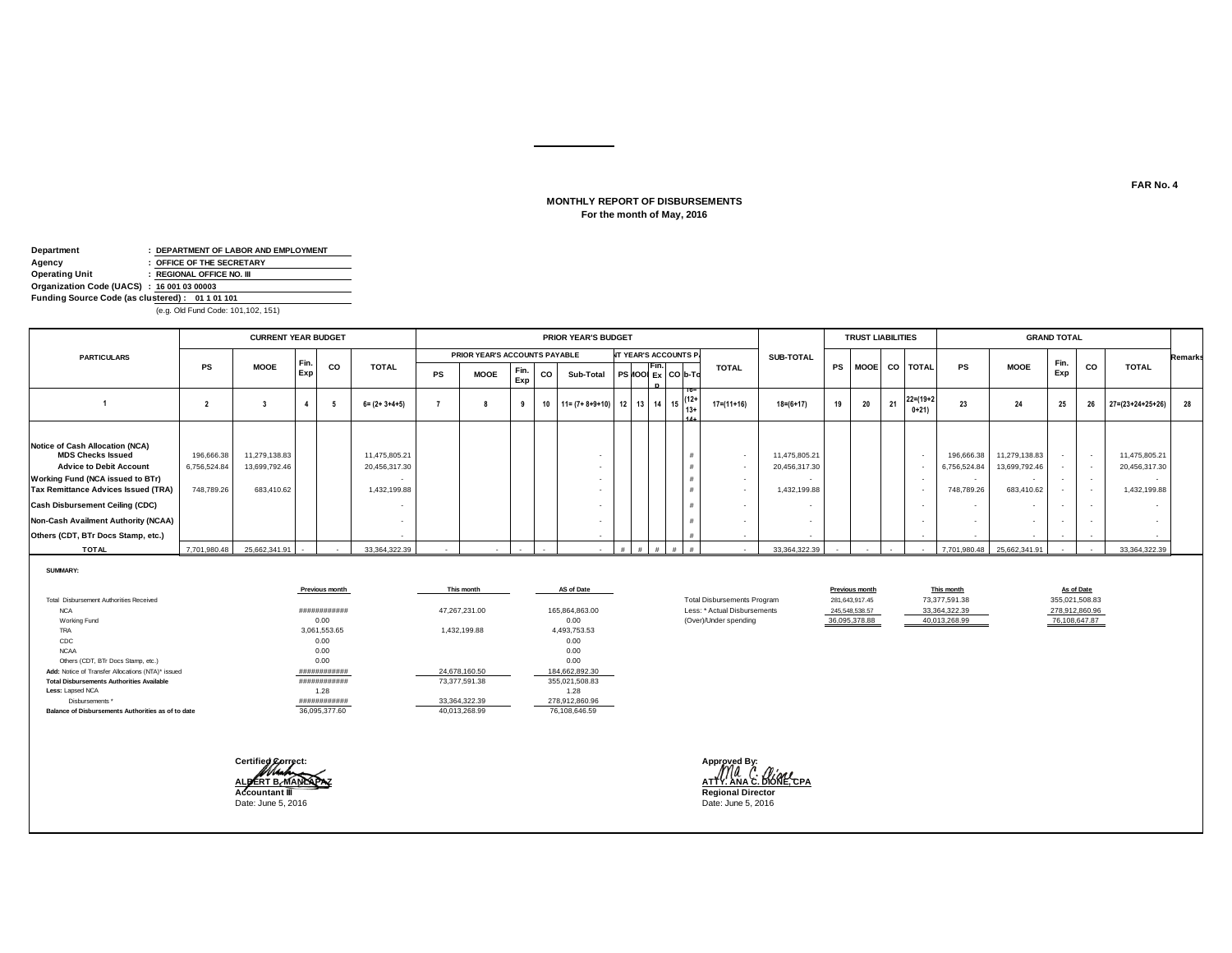FAR No. 4

## MONTHLY REPORT OF DISBURSEMENTS
**For the month of May, 2016**

**Department** : **DEPARTMENT OF LABOR AND EMPLOYMENT**
**Agency** : **OFFICE OF THE SECRETARY**
**Operating Unit** : **REGIONAL OFFICE NO. III**
**Organization Code (UACS)** : **16 001 03 00003**
**Funding Source Code (as clustered)** : **01 1 01 101**
(e.g. Old Fund Code: 101,102, 151)

| PARTICULARS | CURRENT YEAR BUDGET | | | | | PRIOR YEAR'S BUDGET | | | | | | | | | | | | SUB-TOTAL | TRUST LIABILITIES | | | | GRAND TOTAL | | | | | Remarks |
|---|---|---|---|---|---|---|---|---|---|---|---|---|---|---|---|---|---|---|---|---|---|---|---|---|---|---|---|---|
| | | | | | | PRIOR YEAR'S ACCOUNTS PAYABLE | | | | | CURRENT YEAR'S ACCOUNTS PAYABLE | | | | | TOTAL | | | | | | | | | | | | |
| | PS | MOOE | Fin. Exp | CO | TOTAL | PS | MOOE | Fin. Exp | CO | Sub-Total | PS | MOOE | Fin. Exp | CO | Sub-Total | | | | PS | MOOE | CO | TOTAL | PS | MOOE | Fin. Exp | CO | TOTAL | |
| 1 | 2 | 3 | 4 | 5 | 6= (2+ 3+4+5) | 7 | 8 | 9 | 10 | 11= (7+ 8+9+10) | 12 | 13 | 14 | 15 | 16=(12+13+14+ | 17=(11+16) | | 18=(6+17) | 19 | 20 | 21 | 22=(19+20+21) | 23 | 24 | 25 | 26 | 27=(23+24+25+26) | 28 |
| Notice of Cash Allocation (NCA) | | | | | | | | | | | | | | | | | | | | | | | | | | | | |
| MDS Checks Issued | 196,666.38 | 11,279,138.83 | | | 11,475,805.21 | | | | | - | | | | | # | - | | 11,475,805.21 | | | | - | 196,666.38 | 11,279,138.83 | - | - | 11,475,805.21 | |
| Advice to Debit Account | 6,756,524.84 | 13,699,792.46 | | | 20,456,317.30 | | | | | - | | | | | # | - | | 20,456,317.30 | | | | - | 6,756,524.84 | 13,699,792.46 | - | - | 20,456,317.30 | |
| Working Fund (NCA issued to BTr) | | | | | - | | | | | - | | | | | # | - | | - | | | | - | - | - | - | - | - | |
| Tax Remittance Advices Issued (TRA) | 748,789.26 | 683,410.62 | | | 1,432,199.88 | | | | | - | | | | | # | - | | 1,432,199.88 | | | | - | 748,789.26 | 683,410.62 | - | - | 1,432,199.88 | |
| Cash Disbursement Ceiling (CDC) | | | | | - | | | | | - | | | | | # | - | | - | | | | - | - | - | - | - | - | |
| Non-Cash Availment Authority (NCAA) | | | | | - | | | | | - | | | | | # | - | | - | | | | - | - | - | - | - | - | |
| Others (CDT, BTr Docs Stamp, etc.) | | | | | - | | | | | - | | | | | # | - | | - | | | | - | - | - | - | - | - | |
| TOTAL | 7,701,980.48 | 25,662,341.91 | - | - | 33,364,322.39 | - | - | - | - | - | # | # | # | # | # | - | | 33,364,322.39 | - | - | - | - | 7,701,980.48 | 25,662,341.91 | - | - | 33,364,322.39 | |

**SUMMARY:**

| | Previous month | This month | AS of Date |
|---|---|---|---|
| Total Disbursement Authorities Received | | | |
| NCA | ############ | 47,267,231.00 | 165,864,863.00 |
| Working Fund | 0.00 | | 0.00 |
| TRA | 3,061,553.65 | 1,432,199.88 | 4,493,753.53 |
| CDC | 0.00 | | 0.00 |
| NCAA | 0.00 | | 0.00 |
| Others (CDT, BTr Docs Stamp, etc.) | 0.00 | | 0.00 |
| **Add:** Notice of Transfer Allocations (NTA)* issued | ############ | 24,678,160.50 | 184,662,892.30 |
| **Total Disbursements Authorities Available** | ############ | 73,377,591.38 | 355,021,508.83 |
| **Less:** Lapsed NCA | 1.28 | | 1.28 |
| Disbursements * | ############ | 33,364,322.39 | 278,912,860.96 |
| **Balance of Disbursements Authorities as of to date** | 36,095,377.60 | 40,013,268.99 | 76,108,646.59 |

| | Previous month | This month | As of Date |
|---|---|---|---|
| Total Disbursements Program | 281,643,917.45 | 73,377,591.38 | 355,021,508.83 |
| Less: * Actual Disbursements | 245,548,538.57 | 33,364,322.39 | 278,912,860.96 |
| (Over)/Under spending | 36,095,378.88 | 40,013,268.99 | 76,108,647.87 |

**Certified Correct:**

**ALBERT B. MANLAPAZ**
**Accountant III**
Date: June 5, 2016

**Approved By:**

**ATTY. ANA C. DIONE, CPA**
**Regional Director**
Date: June 5, 2016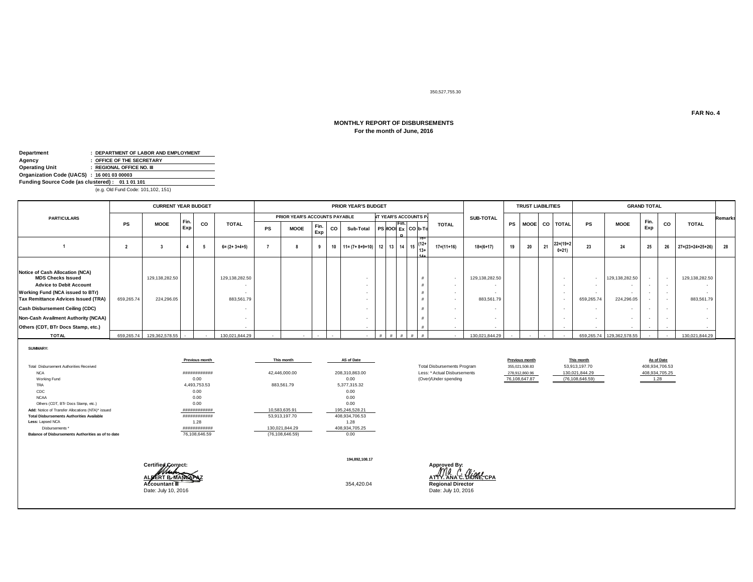350,527,755.30

**FAR No. 4**

## MONTHLY REPORT OF DISBURSEMENTS
**For the month of June, 2016**

**Department** : DEPARTMENT OF LABOR AND EMPLOYMENT
**Agency** : OFFICE OF THE SECRETARY
**Operating Unit** : REGIONAL OFFICE NO. III
**Organization Code (UACS)** : 16 001 03 00003
**Funding Source Code (as clustered)** : 01 1 01 101
(e.g. Old Fund Code: 101,102, 151)

| PARTICULARS | CURRENT YEAR BUDGET | | | | | PRIOR YEAR'S BUDGET | | | | | | | | | | | SUB-TOTAL | TRUST LIABILITIES | | | | GRAND TOTAL | | | | | Remarks |
|---|---|---|---|---|---|---|---|---|---|---|---|---|---|---|---|---|---|---|---|---|---|---|---|---|---|---|---|
| | | | | | | PRIOR YEAR'S ACCOUNTS PAYABLE | | | | | NT YEAR'S ACCOUNTS PA | | | | | TOTAL | | | | | | | | | | | |
| | PS | MOOE | Fin. Exp | CO | TOTAL | PS | MOOE | Fin. Exp | CO | Sub-Total | PS | MOOE | Fin. Exp | CO | Sub-Total | | | PS | MOOE | CO | TOTAL | PS | MOOE | Fin. Exp | CO | TOTAL | |
| 1 | 2 | 3 | 4 | 5 | 6= (2+ 3+4+5) | 7 | 8 | 9 | 10 | 11= (7+ 8+9+10) | 12 | 13 | 14 | 15 | 16=(12+13+14+ | 17=(11+16) | 18=(6+17) | 19 | 20 | 21 | 22=(19+20+21) | 23 | 24 | 25 | 26 | 27=(23+24+25+26) | 28 |
| **Notice of Cash Allocation (NCA)** | | | | | | | | | | | | | | | | | | | | | | | | | | | |
| **MDS Checks Issued** | | 129,138,282.50 | | | 129,138,282.50 | | | | | - | | | | | # | - | 129,138,282.50 | | | | - | - | 129,138,282.50 | - | - | 129,138,282.50 | |
| **Advice to Debit Account** | | | | | - | | | | | - | | | | | # | - | - | | | | - | - | - | - | - | - | |
| **Working Fund (NCA issued to BTr)** | | | | | - | | | | | - | | | | | # | - | - | | | | - | - | - | - | - | - | |
| **Tax Remittance Advices Issued (TRA)** | 659,265.74 | 224,296.05 | | | 883,561.79 | | | | | - | | | | | # | - | 883,561.79 | | | | - | 659,265.74 | 224,296.05 | - | - | 883,561.79 | |
| **Cash Disbursement Ceiling (CDC)** | | | | | - | | | | | - | | | | | # | - | - | | | | - | - | - | - | - | - | |
| **Non-Cash Availment Authority (NCAA)** | | | | | - | | | | | - | | | | | # | - | - | | | | - | - | - | - | - | - | |
| **Others (CDT, BTr Docs Stamp, etc.)** | | | | | - | | | | | - | | | | | # | - | - | | | | - | - | - | - | - | - | |
| **TOTAL** | 659,265.74 | 129,362,578.55 | - | - | 130,021,844.29 | - | - | - | - | - | # | # | # | # | # | - | 130,021,844.29 | - | - | - | - | 659,265.74 | 129,362,578.55 | - | - | 130,021,844.29 | |

**SUMMARY:**

| | Previous month | This month | AS of Date |
|---|---|---|---|
| Total Disbursement Authorities Received | | | |
| NCA | ############ | 42,446,000.00 | 208,310,863.00 |
| Working Fund | 0.00 | | 0.00 |
| TRA | 4,493,753.53 | 883,561.79 | 5,377,315.32 |
| CDC | 0.00 | | 0.00 |
| NCAA | 0.00 | | 0.00 |
| Others (CDT, BTr Docs Stamp, etc.) | 0.00 | | 0.00 |
| **Add:** Notice of Transfer Allocations (NTA)* issued | ############ | 10,583,635.91 | 195,246,528.21 |
| **Total Disbursements Authorities Available** | ############ | 53,913,197.70 | 408,934,706.53 |
| **Less:** Lapsed NCA | 1.28 | | 1.28 |
| Disbursements * | ############ | 130,021,844.29 | 408,934,705.25 |
| **Balance of Disbursements Authorities as of to date** | 76,108,646.59 | (76,108,646.59) | 0.00 |

| | Previous month | This month | As of Date |
|---|---|---|---|
| Total Disbursements Program | 355,021,508.83 | 53,913,197.70 | 408,934,706.53 |
| Less: * Actual Disbursements | 278,912,860.96 | 130,021,844.29 | 408,934,705.25 |
| (Over)/Under spending | 76,108,647.87 | (76,108,646.59) | 1.28 |

194,892,108.17

354,420.04

**Certified Correct:**

**ALBERT B. MANLAPAZ**
**Accountant III**
Date: July 10, 2016

**Approved By:**

**ATTY. ANA C. DIONE, CPA**
**Regional Director**
Date: July 10, 2016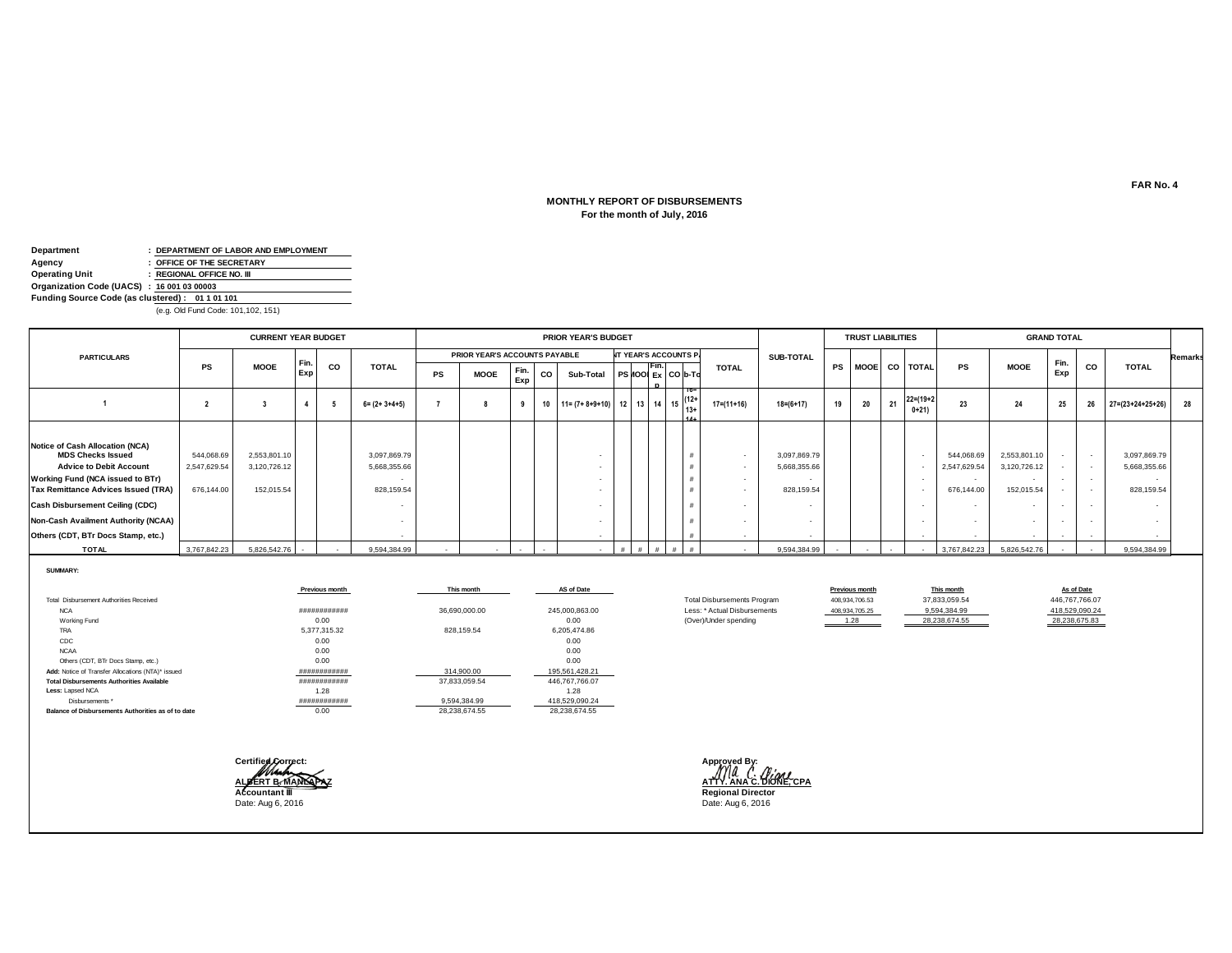FAR No. 4

# MONTHLY REPORT OF DISBURSEMENTS
## For the month of July, 2016

**Department** : DEPARTMENT OF LABOR AND EMPLOYMENT
**Agency** : OFFICE OF THE SECRETARY
**Operating Unit** : REGIONAL OFFICE NO. III
**Organization Code (UACS)** : 16 001 03 00003
**Funding Source Code (as clustered)** : 01 1 01 101
(e.g. Old Fund Code: 101,102, 151)

| PARTICULARS | CURRENT YEAR BUDGET | | | | | PRIOR YEAR'S BUDGET | | | | | | | | | | | SUB-TOTAL | TRUST LIABILITIES | | | | GRAND TOTAL | | | | | Remarks |
|---|---|---|---|---|---|---|---|---|---|---|---|---|---|---|---|---|---|---|---|---|---|---|---|---|---|---|---|
| | | | | | | PRIOR YEAR'S ACCOUNTS PAYABLE | | | | | CURRENT YEAR'S ACCOUNTS PAYABLE | | | | | TOTAL | | | | | | | | | | | |
| | PS | MOOE | Fin. Exp | CO | TOTAL | PS | MOOE | Fin. Exp | CO | Sub-Total | PS | MOOE | Fin. Exp | CO | Sub-Total | | | PS | MOOE | CO | TOTAL | PS | MOOE | Fin. Exp | CO | TOTAL | |
| 1 | 2 | 3 | 4 | 5 | 6= (2+ 3+4+5) | 7 | 8 | 9 | 10 | 11= (7+ 8+9+10) | 12 | 13 | 14 | 15 | 16=(12+13+14+...) | 17=(11+16) | 18=(6+17) | 19 | 20 | 21 | 22=(19+20+21) | 23 | 24 | 25 | 26 | 27=(23+24+25+26) | 28 |
| Notice of Cash Allocation (NCA) | | | | | | | | | | | | | | | | | | | | | | | | | | | |
| MDS Checks Issued | 544,068.69 | 2,553,801.10 | | | 3,097,869.79 | | | | | - | | | | | # | - | 3,097,869.79 | | | | - | 544,068.69 | 2,553,801.10 | - | - | 3,097,869.79 | |
| Advice to Debit Account | 2,547,629.54 | 3,120,726.12 | | | 5,668,355.66 | | | | | - | | | | | # | - | 5,668,355.66 | | | | - | 2,547,629.54 | 3,120,726.12 | - | - | 5,668,355.66 | |
| Working Fund (NCA issued to BTr) | | | | | - | | | | | - | | | | | # | - | - | | | | - | - | - | - | - | - | |
| Tax Remittance Advices Issued (TRA) | 676,144.00 | 152,015.54 | | | 828,159.54 | | | | | - | | | | | # | - | 828,159.54 | | | | - | 676,144.00 | 152,015.54 | - | - | 828,159.54 | |
| Cash Disbursement Ceiling (CDC) | | | | | - | | | | | - | | | | | # | - | - | | | | - | - | - | - | - | - | |
| Non-Cash Availment Authority (NCAA) | | | | | - | | | | | - | | | | | # | - | - | | | | - | - | - | - | - | - | |
| Others (CDT, BTr Docs Stamp, etc.) | | | | | - | | | | | - | | | | | # | - | - | | | | - | - | - | - | - | - | |
| TOTAL | 3,767,842.23 | 5,826,542.76 | - | - | 9,594,384.99 | - | - | - | - | - | # | # | # | # | # | - | 9,594,384.99 | - | - | - | - | 3,767,842.23 | 5,826,542.76 | - | - | 9,594,384.99 | |

**SUMMARY:**

| | Previous month | This month | AS of Date |
|---|---|---|---|
| Total Disbursement Authorities Received | | | |
| NCA | ############ | 36,690,000.00 | 245,000,863.00 |
| Working Fund | 0.00 | | 0.00 |
| TRA | 5,377,315.32 | 828,159.54 | 6,205,474.86 |
| CDC | 0.00 | | 0.00 |
| NCAA | 0.00 | | 0.00 |
| Others (CDT, BTr Docs Stamp, etc.) | 0.00 | | 0.00 |
| Add: Notice of Transfer Allocations (NTA)* issued | ############ | 314,900.00 | 195,561,428.21 |
| Total Disbursements Authorities Available | ############ | 37,833,059.54 | 446,767,766.07 |
| Less: Lapsed NCA | 1.28 | | 1.28 |
| Disbursements * | ############ | 9,594,384.99 | 418,529,090.24 |
| Balance of Disbursements Authorities as of to date | 0.00 | 28,238,674.55 | 28,238,674.55 |

| | Previous month | This month | As of Date |
|---|---|---|---|
| Total Disbursements Program | 408,934,706.53 | 37,833,059.54 | 446,767,766.07 |
| Less: * Actual Disbursements | 408,934,705.25 | 9,594,384.99 | 418,529,090.24 |
| (Over)/Under spending | 1.28 | 28,238,674.55 | 28,238,675.83 |

Certified Correct:
**ALBERT B. MANLAPAZ**
Accountant III
Date: Aug 6, 2016

Approved By:
**ATTY. ANA C. DIONE, CPA**
Regional Director
Date: Aug 6, 2016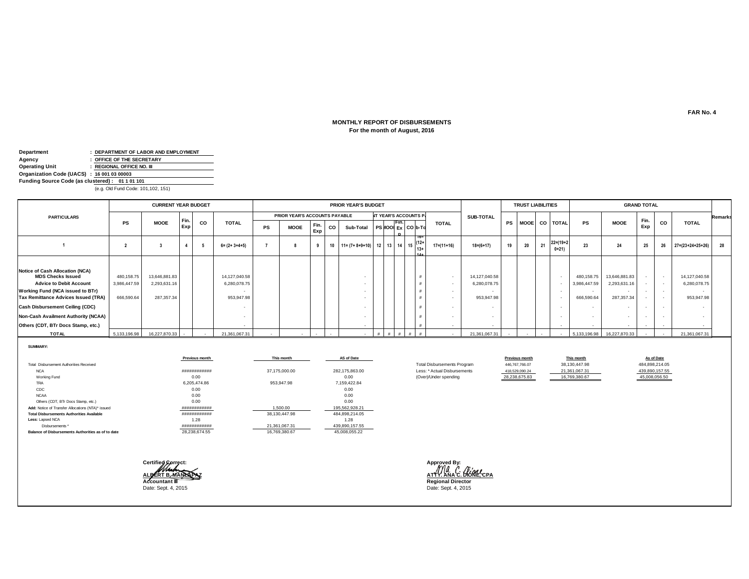FAR No. 4

**MONTHLY REPORT OF DISBURSEMENTS**
**For the month of August, 2016**

**Department** : DEPARTMENT OF LABOR AND EMPLOYMENT
**Agency** : OFFICE OF THE SECRETARY
**Operating Unit** : REGIONAL OFFICE NO. III
**Organization Code (UACS)** : 16 001 03 00003
**Funding Source Code (as clustered)** : 01 1 01 101
(e.g. Old Fund Code: 101,102, 151)

| PARTICULARS | CURRENT YEAR BUDGET | | | | | PRIOR YEAR'S BUDGET | | | | | | | | | | | | SUB-TOTAL | TRUST LIABILITIES | | | | GRAND TOTAL | | | | | Remarks |
|---|---|---|---|---|---|---|---|---|---|---|---|---|---|---|---|---|---|---|---|---|---|---|---|---|---|---|---|---|
| | | | | | | PRIOR YEAR'S ACCOUNTS PAYABLE | | | | | NT YEAR'S ACCOUNTS PA | | | | | TOTAL | | | | | | | | | | | | |
| | PS | MOOE | Fin. Exp | CO | TOTAL | PS | MOOE | Fin. Exp | CO | Sub-Total | PS | MOOE | Fin. Exp | CO | Sub-Total | | | | PS | MOOE | CO | TOTAL | PS | MOOE | Fin. Exp | CO | TOTAL | |
| 1 | 2 | 3 | 4 | 5 | 6= (2+ 3+4+5) | 7 | 8 | 9 | 10 | 11= (7+ 8+9+10) | 12 | 13 | 14 | 15 | 16=(12+13+14+ | 17=(11+16) | 18=(6+17) | 19 | 20 | 21 | 22=(19+20+21) | 23 | 24 | 25 | 26 | 27=(23+24+25+26) | 28 |
| Notice of Cash Allocation (NCA) | | | | | | | | | | | | | | | | | | | | | | | | | | | |
| MDS Checks Issued | 480,158.75 | 13,646,881.83 | | | 14,127,040.58 | | | | | - | | | | | # | - | 14,127,040.58 | | | | - | 480,158.75 | 13,646,881.83 | - | - | 14,127,040.58 | |
| Advice to Debit Account | 3,986,447.59 | 2,293,631.16 | | | 6,280,078.75 | | | | | - | | | | | # | - | 6,280,078.75 | | | | - | 3,986,447.59 | 2,293,631.16 | - | - | 6,280,078.75 | |
| Working Fund (NCA issued to BTr) | | | | | - | | | | | - | | | | | # | - | - | | | | - | - | - | - | - | - | |
| Tax Remittance Advices Issued (TRA) | 666,590.64 | 287,357.34 | | | 953,947.98 | | | | | - | | | | | # | - | 953,947.98 | | | | - | 666,590.64 | 287,357.34 | - | - | 953,947.98 | |
| Cash Disbursement Ceiling (CDC) | | | | | - | | | | | - | | | | | # | - | - | | | | - | - | - | - | - | - | |
| Non-Cash Availment Authority (NCAA) | | | | | - | | | | | - | | | | | # | - | - | | | | - | - | - | - | - | - | |
| Others (CDT, BTr Docs Stamp, etc.) | | | | | - | | | | | - | | | | | # | - | - | | | | - | - | - | - | - | - | |
| TOTAL | 5,133,196.98 | 16,227,870.33 | - | - | 21,361,067.31 | - | - | - | - | - | # | # | # | # | # | - | 21,361,067.31 | - | - | - | - | 5,133,196.98 | 16,227,870.33 | - | - | 21,361,067.31 | |

**SUMMARY:**

| | Previous month | This month | AS of Date |
|---|---|---|---|
| Total Disbursement Authorities Received | | | |
| NCA | ############ | 37,175,000.00 | 282,175,863.00 |
| Working Fund | 0.00 | | 0.00 |
| TRA | 6,205,474.86 | 953,947.98 | 7,159,422.84 |
| CDC | 0.00 | | 0.00 |
| NCAA | 0.00 | | 0.00 |
| Others (CDT, BTr Docs Stamp, etc.) | 0.00 | | 0.00 |
| Add: Notice of Transfer Allocations (NTA)* issued | ############ | 1,500.00 | 195,562,928.21 |
| Total Disbursements Authorities Available | ############ | 38,130,447.98 | 484,898,214.05 |
| Less: Lapsed NCA | 1.28 | | 1.28 |
| Disbursements * | ############ | 21,361,067.31 | 439,890,157.55 |
| Balance of Disbursements Authorities as of to date | 28,238,674.55 | 16,769,380.67 | 45,008,055.22 |

| | Previous month | This month | As of Date |
|---|---|---|---|
| Total Disbursements Program | 446,767,766.07 | 38,130,447.98 | 484,898,214.05 |
| Less: * Actual Disbursements | 418,529,090.24 | 21,361,067.31 | 439,890,157.55 |
| (Over)/Under spending | 28,238,675.83 | 16,769,380.67 | 45,008,056.50 |

**Certified Correct:**
**ALBERT B. MANLAPAZ**
**Accountant III**
Date: Sept. 4, 2015

**Approved By:**
**ATTY. ANA C. DIONE, CPA**
**Regional Director**
Date: Sept. 4, 2015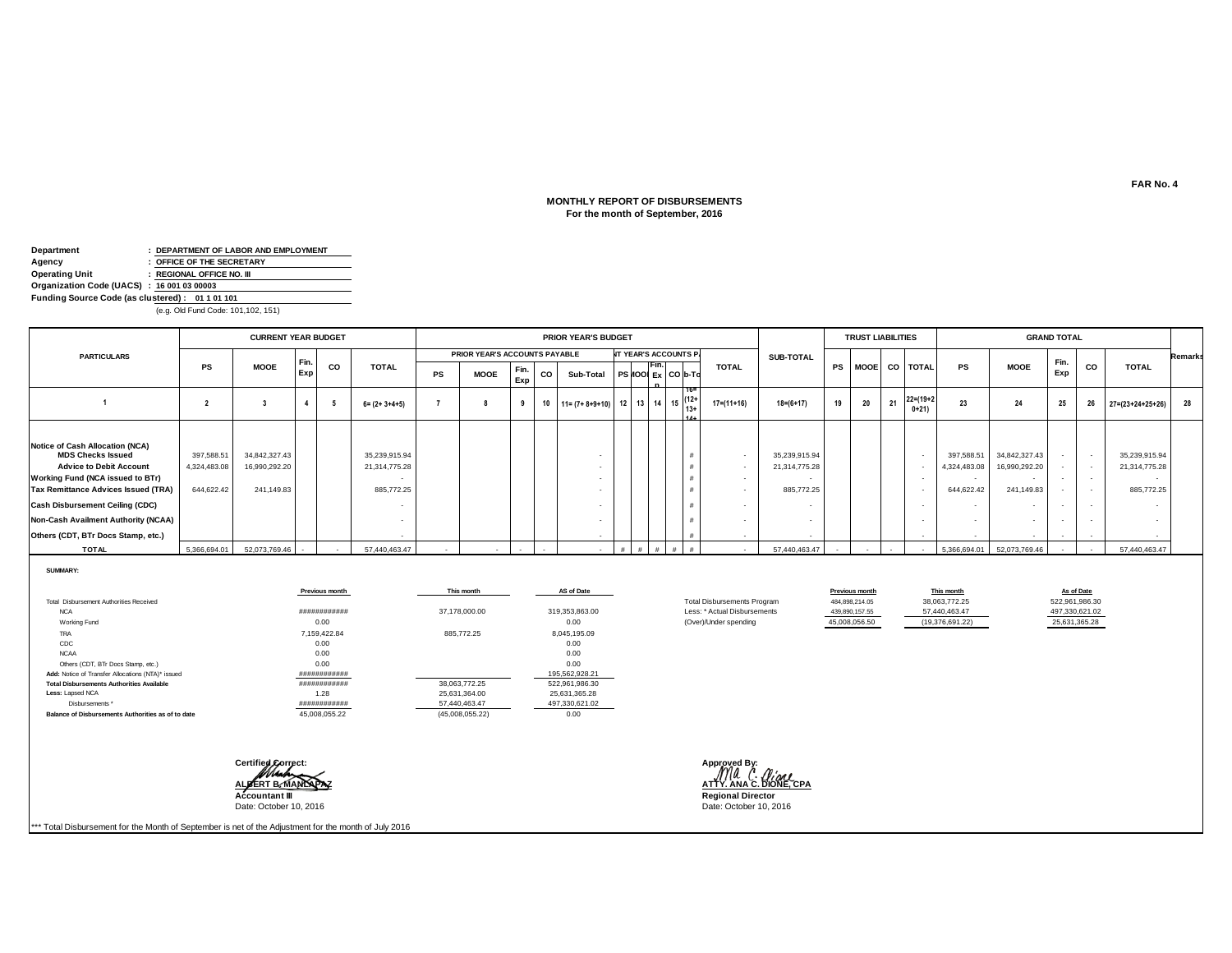FAR No. 4

## MONTHLY REPORT OF DISBURSEMENTS
### For the month of September, 2016

**Department** : DEPARTMENT OF LABOR AND EMPLOYMENT
**Agency** : OFFICE OF THE SECRETARY
**Operating Unit** : REGIONAL OFFICE NO. III
**Organization Code (UACS)** : 16 001 03 00003
**Funding Source Code (as clustered)** : 01 1 01 101
(e.g. Old Fund Code: 101,102, 151)

| PARTICULARS | CURRENT YEAR BUDGET | | | | | PRIOR YEAR'S BUDGET | | | | | | | | | | | | SUB-TOTAL | TRUST LIABILITIES | | | | GRAND TOTAL | | | | | Remarks |
|---|---|---|---|---|---|---|---|---|---|---|---|---|---|---|---|---|---|---|---|---|---|---|---|---|---|---|---|---|
| | | | | | | PRIOR YEAR'S ACCOUNTS PAYABLE | | | | | CURRENT YEAR'S ACCOUNTS PAYABLE | | | | | TOTAL | | | | | | | | | | | | |
| | PS | MOOE | Fin. Exp | CO | TOTAL | PS | MOOE | Fin. Exp | CO | Sub-Total | PS | MOOE | Fin. Exp | CO | Sub-Total | | | | PS | MOOE | CO | TOTAL | PS | MOOE | Fin. Exp | CO | TOTAL | |
| 1 | 2 | 3 | 4 | 5 | 6= (2+ 3+4+5) | 7 | 8 | 9 | 10 | 11= (7+ 8+9+10) | 12 | 13 | 14 | 15 | 16=(12+13+14+15) | 17=(11+16) | | 18=(6+17) | 19 | 20 | 21 | 22=(19+20+21) | 23 | 24 | 25 | 26 | 27=(23+24+25+26) | 28 |
| **Notice of Cash Allocation (NCA)** | | | | | | | | | | | | | | | | | | | | | | | | | | | | |
| **MDS Checks Issued** | 397,588.51 | 34,842,327.43 | | | 35,239,915.94 | | | | | - | | | | | # | - | | 35,239,915.94 | | | | - | 397,588.51 | 34,842,327.43 | - | - | 35,239,915.94 | |
| **Advice to Debit Account** | 4,324,483.08 | 16,990,292.20 | | | 21,314,775.28 | | | | | - | | | | | # | - | | 21,314,775.28 | | | | - | 4,324,483.08 | 16,990,292.20 | - | - | 21,314,775.28 | |
| **Working Fund (NCA issued to BTr)** | | | | | - | | | | | - | | | | | # | - | | - | | | | - | - | - | - | - | - | |
| **Tax Remittance Advices Issued (TRA)** | 644,622.42 | 241,149.83 | | | 885,772.25 | | | | | - | | | | | # | - | | 885,772.25 | | | | - | 644,622.42 | 241,149.83 | - | - | 885,772.25 | |
| **Cash Disbursement Ceiling (CDC)** | | | | | - | | | | | - | | | | | # | - | | - | | | | - | - | - | - | - | - | |
| **Non-Cash Availment Authority (NCAA)** | | | | | - | | | | | - | | | | | # | - | | - | | | | - | - | - | - | - | - | |
| **Others (CDT, BTr Docs Stamp, etc.)** | | | | | - | | | | | - | | | | | # | - | | - | | | | - | - | - | - | - | - | |
| **TOTAL** | 5,366,694.01 | 52,073,769.46 | - | - | 57,440,463.47 | - | - | - | - | - | # | # | # | # | # | - | | 57,440,463.47 | - | - | - | - | 5,366,694.01 | 52,073,769.46 | - | - | 57,440,463.47 | |

**SUMMARY:**

| | Previous month | This month | AS of Date |
|---|---|---|---|
| Total Disbursement Authorities Received | | | |
| NCA | ############ | 37,178,000.00 | 319,353,863.00 |
| Working Fund | 0.00 | | 0.00 |
| TRA | 7,159,422.84 | 885,772.25 | 8,045,195.09 |
| CDC | 0.00 | | 0.00 |
| NCAA | 0.00 | | 0.00 |
| Others (CDT, BTr Docs Stamp, etc.) | 0.00 | | 0.00 |
| **Add:** Notice of Transfer Allocations (NTA)* issued | ############ | | 195,562,928.21 |
| **Total Disbursements Authorities Available** | ############ | 38,063,772.25 | 522,961,986.30 |
| **Less:** Lapsed NCA | 1.28 | 25,631,364.00 | 25,631,365.28 |
| Disbursements * | ############ | 57,440,463.47 | 497,330,621.02 |
| **Balance of Disbursements Authorities as of to date** | 45,008,055.22 | (45,008,055.22) | 0.00 |

| | Previous month | This month | As of Date |
|---|---|---|---|
| Total Disbursements Program | 484,898,214.05 | 38,063,772.25 | 522,961,986.30 |
| Less: * Actual Disbursements | 439,890,157.55 | 57,440,463.47 | 497,330,621.02 |
| (Over)/Under spending | 45,008,056.50 | (19,376,691.22) | 25,631,365.28 |

Certified Correct:

**ALBERT B. MANLAPAZ**
**Accountant III**
Date: October 10, 2016

Approved By:

**ATTY. ANA C. DIONE, CPA**
**Regional Director**
Date: October 10, 2016

*** Total Disbursement for the Month of September is net of the Adjustment for the month of July 2016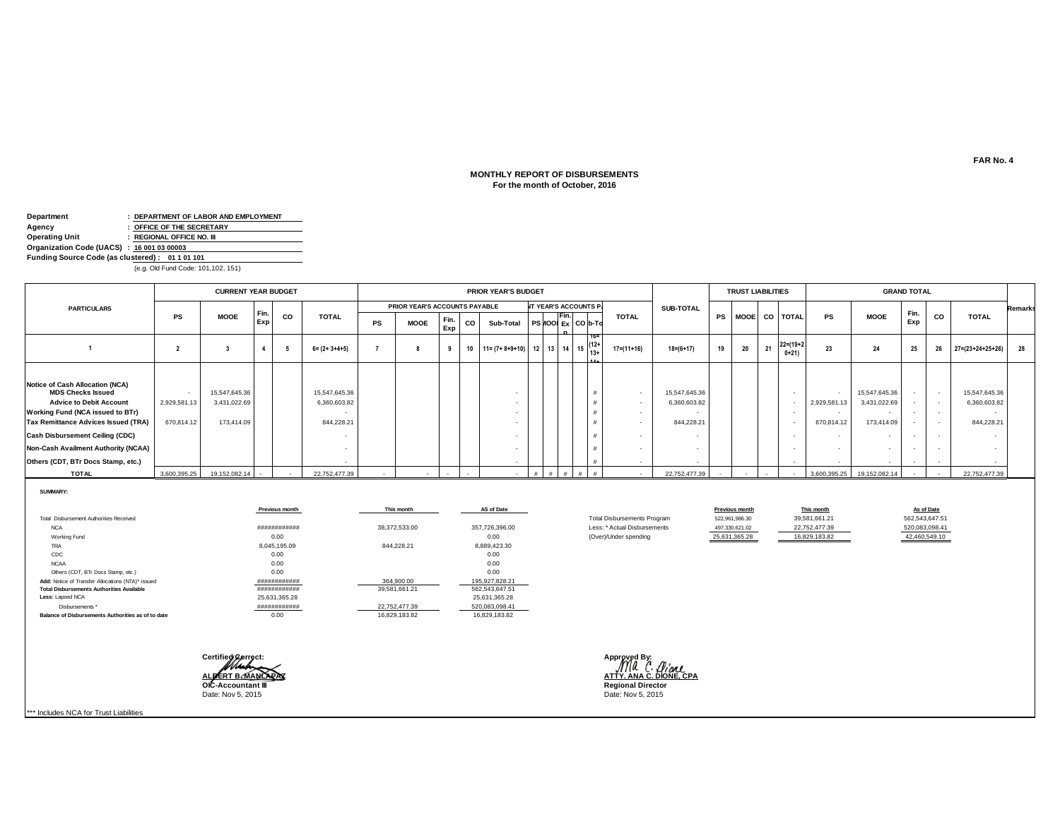FAR No. 4

# MONTHLY REPORT OF DISBURSEMENTS

**For the month of October, 2016**

**Department** : DEPARTMENT OF LABOR AND EMPLOYMENT
**Agency** : OFFICE OF THE SECRETARY
**Operating Unit** : REGIONAL OFFICE NO. III
**Organization Code (UACS)** : 16 001 03 00003
**Funding Source Code (as clustered)** : 01 1 01 101
(e.g. Old Fund Code: 101,102, 151)

| PARTICULARS | CURRENT YEAR BUDGET | | | | | PRIOR YEAR'S BUDGET | | | | | | | | | | | SUB-TOTAL | TRUST LIABILITIES | | | | GRAND TOTAL | | | | | Remarks |
|---|---|---|---|---|---|---|---|---|---|---|---|---|---|---|---|---|---|---|---|---|---|---|---|---|---|---|---|
| | | | | | | PRIOR YEAR'S ACCOUNTS PAYABLE | | | | | NT YEAR'S ACCOUNTS P | | | | | TOTAL | | | | | | | | | | | |
| | PS | MOOE | Fin. Exp | CO | TOTAL | PS | MOOE | Fin. Exp | CO | Sub-Total | PS | MOOE | Fin. Exp | CO | Sub-Total | | | PS | MOOE | CO | TOTAL | PS | MOOE | Fin. Exp | CO | TOTAL | |
| 1 | 2 | 3 | 4 | 5 | 6= (2+ 3+4+5) | 7 | 8 | 9 | 10 | 11= (7+ 8+9+10) | 12 | 13 | 14 | 15 | 16=(12+13+14+15) | 17=(11+16) | 18=(6+17) | 19 | 20 | 21 | 22=(19+20+21) | 23 | 24 | 25 | 26 | 27=(23+24+25+26) | 28 |
| **Notice of Cash Allocation (NCA)** | | | | | | | | | | | | | | | | | | | | | | | | | | | |
| **MDS Checks Issued** | - | 15,547,645.36 | | | 15,547,645.36 | | | | | - | | | | | # | - | 15,547,645.36 | | | | - | - | 15,547,645.36 | - | - | 15,547,645.36 | |
| **Advice to Debit Account** | 2,929,581.13 | 3,431,022.69 | | | 6,360,603.82 | | | | | - | | | | | # | - | 6,360,603.82 | | | | - | 2,929,581.13 | 3,431,022.69 | - | - | 6,360,603.82 | |
| **Working Fund (NCA issued to BTr)** | | | | | - | | | | | - | | | | | # | - | - | | | | - | - | - | - | - | - | |
| **Tax Remittance Advices Issued (TRA)** | 670,814.12 | 173,414.09 | | | 844,228.21 | | | | | - | | | | | # | - | 844,228.21 | | | | - | 670,814.12 | 173,414.09 | - | - | 844,228.21 | |
| **Cash Disbursement Ceiling (CDC)** | | | | | - | | | | | - | | | | | # | - | - | | | | - | - | - | - | - | - | |
| **Non-Cash Availment Authority (NCAA)** | | | | | - | | | | | - | | | | | # | - | - | | | | - | - | - | - | - | - | |
| **Others (CDT, BTr Docs Stamp, etc.)** | | | | | - | | | | | - | | | | | # | - | - | | | | - | - | - | - | - | - | |
| **TOTAL** | 3,600,395.25 | 19,152,082.14 | - | - | 22,752,477.39 | - | - | - | - | - | # | # | # | # | # | - | 22,752,477.39 | - | - | - | - | 3,600,395.25 | 19,152,082.14 | - | - | 22,752,477.39 | |

**SUMMARY:**

| | Previous month | This month | AS of Date |
|---|---|---|---|
| Total Disbursement Authorities Received | | | |
| NCA | ############ | 38,372,533.00 | 357,726,396.00 |
| Working Fund | 0.00 | | 0.00 |
| TRA | 8,045,195.09 | 844,228.21 | 8,889,423.30 |
| CDC | 0.00 | | 0.00 |
| NCAA | 0.00 | | 0.00 |
| Others (CDT, BTr Docs Stamp, etc.) | 0.00 | | 0.00 |
| **Add:** Notice of Transfer Allocations (NTA)* issued | ############ | 364,900.00 | 195,927,828.21 |
| **Total Disbursements Authorities Available** | ############ | 39,581,661.21 | 562,543,647.51 |
| **Less:** Lapsed NCA | 25,631,365.28 | | 25,631,365.28 |
| Disbursements * | ############ | 22,752,477.39 | 520,083,098.41 |
| **Balance of Disbursements Authorities as of to date** | 0.00 | 16,829,183.82 | 16,829,183.82 |

| | Previous month | This month | As of Date |
|---|---|---|---|
| Total Disbursements Program | 522,961,986.30 | 39,581,661.21 | 562,543,647.51 |
| Less: * Actual Disbursements | 497,330,621.02 | 22,752,477.39 | 520,083,098.41 |
| (Over)/Under spending | 25,631,365.28 | 16,829,183.82 | 42,460,549.10 |

**Certified Correct:**

**ALBERT B. MANLAPAZ**
**OIC-Accountant III**
Date: Nov 5, 2015

**Approved By:**

**ATTY. ANA C. DIONE, CPA**
**Regional Director**
Date: Nov 5, 2015

*** Includes NCA for Trust Liabilities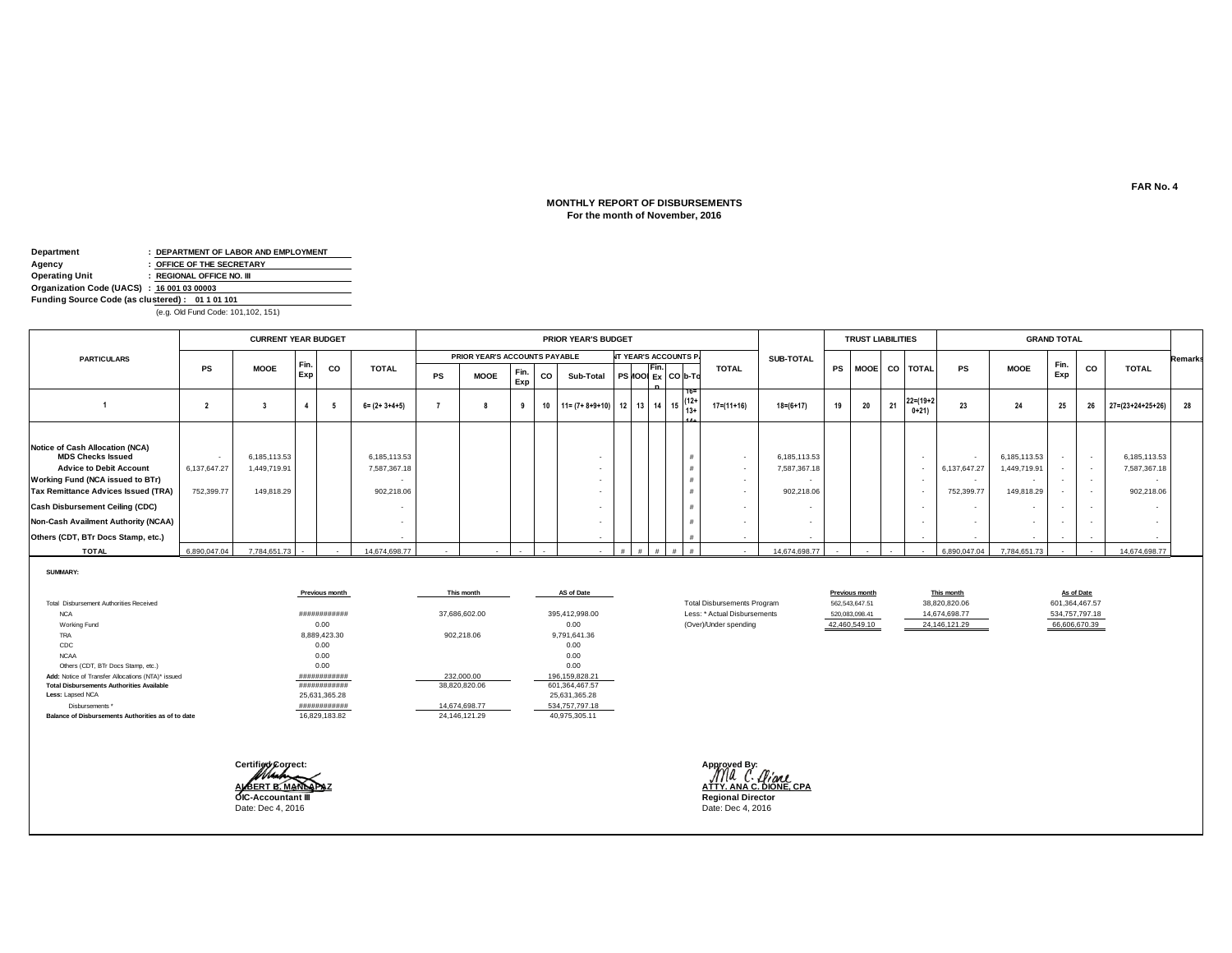FAR No. 4

**MONTHLY REPORT OF DISBURSEMENTS**
**For the month of November, 2016**

| | |
|---|---|
| **Department** | **: DEPARTMENT OF LABOR AND EMPLOYMENT** |
| **Agency** | **: OFFICE OF THE SECRETARY** |
| **Operating Unit** | **: REGIONAL OFFICE NO. III** |
| **Organization Code (UACS)** | **: 16 001 03 00003** |
| **Funding Source Code (as clustered) :** | **01 1 01 101** |

(e.g. Old Fund Code: 101,102, 151)

| PARTICULARS | CURRENT YEAR BUDGET | | | | | PRIOR YEAR'S BUDGET | | | | | | | | | | | SUB-TOTAL | TRUST LIABILITIES | | | | GRAND TOTAL | | | | | Remarks |
|---|---|---|---|---|---|---|---|---|---|---|---|---|---|---|---|---|---|---|---|---|---|---|---|---|---|---|---|
| | | | | | | PRIOR YEAR'S ACCOUNTS PAYABLE | | | | | NT YEAR'S ACCOUNTS PA | | | | | TOTAL | | | | | | | | | | | |
| | PS | MOOE | Fin. Exp | CO | TOTAL | PS | MOOE | Fin. Exp | CO | Sub-Total | PS | MOOE | Fin. Exp | CO | Sub-Total | | | PS | MOOE | CO | TOTAL | PS | MOOE | Fin. Exp | CO | TOTAL | |
| 1 | 2 | 3 | 4 | 5 | 6= (2+ 3+4+5) | 7 | 8 | 9 | 10 | 11= (7+ 8+9+10) | 12 | 13 | 14 | 15 | 16=(12+13+14+...) | 17=(11+16) | 18=(6+17) | 19 | 20 | 21 | 22=(19+20+21) | 23 | 24 | 25 | 26 | 27=(23+24+25+26) | 28 |
| **Notice of Cash Allocation (NCA)** | | | | | | | | | | | | | | | | | | | | | | | | | | | |
| **MDS Checks Issued** | - | 6,185,113.53 | | | 6,185,113.53 | | | | | - | | | | | # | - | 6,185,113.53 | | | | - | - | 6,185,113.53 | - | - | 6,185,113.53 | |
| **Advice to Debit Account** | 6,137,647.27 | 1,449,719.91 | | | 7,587,367.18 | | | | | - | | | | | # | - | 7,587,367.18 | | | | - | 6,137,647.27 | 1,449,719.91 | - | - | 7,587,367.18 | |
| **Working Fund (NCA issued to BTr)** | | | | | - | | | | | - | | | | | # | - | - | | | | - | - | - | - | - | - | |
| **Tax Remittance Advices Issued (TRA)** | 752,399.77 | 149,818.29 | | | 902,218.06 | | | | | - | | | | | # | - | 902,218.06 | | | | - | 752,399.77 | 149,818.29 | - | - | 902,218.06 | |
| **Cash Disbursement Ceiling (CDC)** | | | | | - | | | | | - | | | | | # | - | - | | | | - | - | - | - | - | - | |
| **Non-Cash Availment Authority (NCAA)** | | | | | - | | | | | - | | | | | # | - | - | | | | - | - | - | - | - | - | |
| **Others (CDT, BTr Docs Stamp, etc.)** | | | | | - | | | | | - | | | | | # | - | - | | | | - | - | - | - | - | - | |
| **TOTAL** | 6,890,047.04 | 7,784,651.73 | - | - | 14,674,698.77 | - | - | - | - | - | # | # | # | # | # | - | 14,674,698.77 | - | - | - | - | 6,890,047.04 | 7,784,651.73 | - | - | 14,674,698.77 | |

**SUMMARY:**

| | Previous month | This month | AS of Date |
|---|---|---|---|
| Total Disbursement Authorities Received | | | |
| NCA | ############ | 37,686,602.00 | 395,412,998.00 |
| Working Fund | 0.00 | | 0.00 |
| TRA | 8,889,423.30 | 902,218.06 | 9,791,641.36 |
| CDC | 0.00 | | 0.00 |
| NCAA | 0.00 | | 0.00 |
| Others (CDT, BTr Docs Stamp, etc.) | 0.00 | | 0.00 |
| **Add:** Notice of Transfer Allocations (NTA)* issued | ############ | 232,000.00 | 196,159,828.21 |
| **Total Disbursements Authorities Available** | ############ | 38,820,820.06 | 601,364,467.57 |
| **Less:** Lapsed NCA | 25,631,365.28 | | 25,631,365.28 |
| Disbursements * | ############ | 14,674,698.77 | 534,757,797.18 |
| **Balance of Disbursements Authorities as of to date** | 16,829,183.82 | 24,146,121.29 | 40,975,305.11 |

| | Previous month | This month | As of Date |
|---|---|---|---|
| Total Disbursements Program | 562,543,647.51 | 38,820,820.06 | 601,364,467.57 |
| Less: * Actual Disbursements | 520,083,098.41 | 14,674,698.77 | 534,757,797.18 |
| (Over)/Under spending | 42,460,549.10 | 24,146,121.29 | 66,606,670.39 |

**Certified Correct:**

**ALBERT B. MANLAPAZ**
**OIC-Accountant III**
Date: Dec 4, 2016

**Approved By:**

**ATTY. ANA C. DIONE, CPA**
**Regional Director**
Date: Dec 4, 2016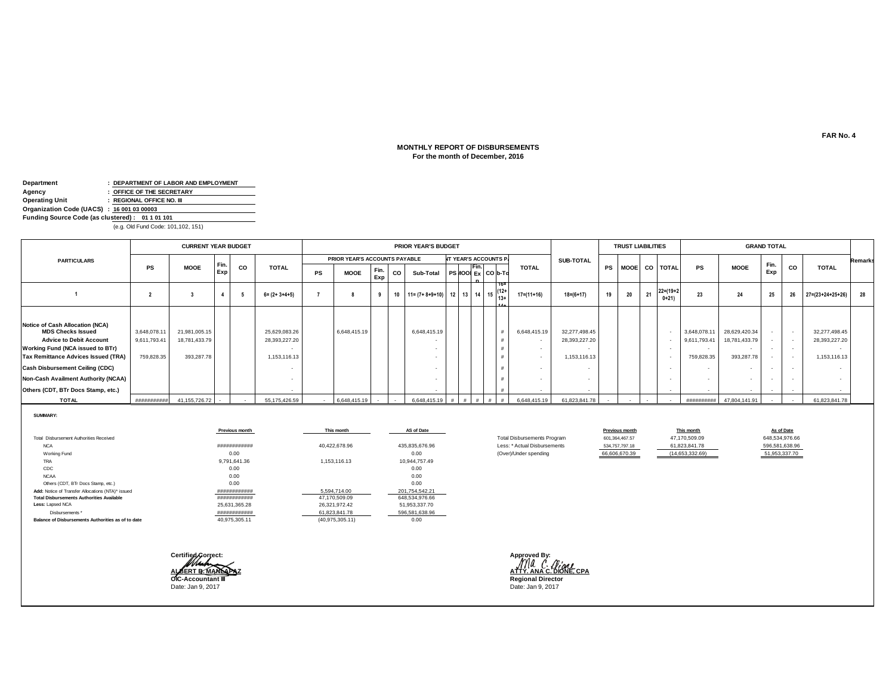FAR No. 4

**MONTHLY REPORT OF DISBURSEMENTS**
**For the month of December, 2016**

**Department** : DEPARTMENT OF LABOR AND EMPLOYMENT
**Agency** : OFFICE OF THE SECRETARY
**Operating Unit** : REGIONAL OFFICE NO. III
**Organization Code (UACS)** : 16 001 03 00003
**Funding Source Code (as clustered)** : 01 1 01 101
(e.g. Old Fund Code: 101,102, 151)

| PARTICULARS | CURRENT YEAR BUDGET | | | | | PRIOR YEAR'S BUDGET | | | | | | | | | | | | SUB-TOTAL | TRUST LIABILITIES | | | | GRAND TOTAL | | | | | Remarks |
|---|---|---|---|---|---|---|---|---|---|---|---|---|---|---|---|---|---|---|---|---|---|---|---|---|---|---|---|---|
| | | | | | | PRIOR YEAR'S ACCOUNTS PAYABLE | | | | | NT YEAR'S ACCOUNTS PA | | | | | TOTAL | | | | | | | | | | | | |
| | PS | MOOE | Fin. Exp | CO | TOTAL | PS | MOOE | Fin. Exp | CO | Sub-Total | PS | MOOE | Fin. Exp | CO | Sub-Total | | | | PS | MOOE | CO | TOTAL | PS | MOOE | Fin. Exp | CO | TOTAL | |
| 1 | 2 | 3 | 4 | 5 | 6= (2+ 3+4+5) | 7 | 8 | 9 | 10 | 11= (7+ 8+9+10) | 12 | 13 | 14 | 15 | 16=(12+13+14+15) | 17=(11+16) | 18=(6+17) | 19 | 20 | 21 | 22=(19+20+21) | 23 | 24 | 25 | 26 | 27=(23+24+25+26) | 28 |
| Notice of Cash Allocation (NCA) | | | | | | | | | | | | | | | | | | | | | | | | | | | | |
| MDS Checks Issued | 3,648,078.11 | 21,981,005.15 | | | 25,629,083.26 | | 6,648,415.19 | | | 6,648,415.19 | | | | | # | 6,648,415.19 | 32,277,498.45 | | | | - | 3,648,078.11 | 28,629,420.34 | - | - | 32,277,498.45 | |
| Advice to Debit Account | 9,611,793.41 | 18,781,433.79 | | | 28,393,227.20 | | | | | - | | | | | # | - | 28,393,227.20 | | | | - | 9,611,793.41 | 18,781,433.79 | - | - | 28,393,227.20 | |
| Working Fund (NCA issued to BTr) | | | | | - | | | | | - | | | | | # | - | - | | | | - | - | - | - | - | - | |
| Tax Remittance Advices Issued (TRA) | 759,828.35 | 393,287.78 | | | 1,153,116.13 | | | | | - | | | | | # | - | 1,153,116.13 | | | | - | 759,828.35 | 393,287.78 | - | - | 1,153,116.13 | |
| Cash Disbursement Ceiling (CDC) | | | | | - | | | | | - | | | | | # | - | - | | | | - | - | - | - | - | - | |
| Non-Cash Availment Authority (NCAA) | | | | | - | | | | | - | | | | | # | - | - | | | | - | - | - | - | - | - | |
| Others (CDT, BTr Docs Stamp, etc.) | | | | | - | | | | | - | | | | | # | - | - | | | | - | - | - | - | - | - | |
| TOTAL | ########### | 41,155,726.72 | - | - | 55,175,426.59 | - | 6,648,415.19 | - | - | 6,648,415.19 | # | # | # | # | # | 6,648,415.19 | 61,823,841.78 | - | - | - | - | ########## | 47,804,141.91 | - | - | 61,823,841.78 | |

**SUMMARY:**

| | Previous month | This month | AS of Date |
|---|---|---|---|
| Total Disbursement Authorities Received | | | |
| NCA | ############ | 40,422,678.96 | 435,835,676.96 |
| Working Fund | 0.00 | | 0.00 |
| TRA | 9,791,641.36 | 1,153,116.13 | 10,944,757.49 |
| CDC | 0.00 | | 0.00 |
| NCAA | 0.00 | | 0.00 |
| Others (CDT, BTr Docs Stamp, etc.) | 0.00 | | 0.00 |
| **Add:** Notice of Transfer Allocations (NTA)* issued | ############ | 5,594,714.00 | 201,754,542.21 |
| **Total Disbursements Authorities Available** | ############ | 47,170,509.09 | 648,534,976.66 |
| **Less:** Lapsed NCA | 25,631,365.28 | 26,321,972.42 | 51,953,337.70 |
| Disbursements * | ############ | 61,823,841.78 | 596,581,638.96 |
| **Balance of Disbursements Authorities as of to date** | 40,975,305.11 | (40,975,305.11) | 0.00 |

| | Previous month | This month | As of Date |
|---|---|---|---|
| Total Disbursements Program | 601,364,467.57 | 47,170,509.09 | 648,534,976.66 |
| Less: * Actual Disbursements | 534,757,797.18 | 61,823,841.78 | 596,581,638.96 |
| (Over)/Under spending | 66,606,670.39 | (14,653,332.69) | 51,953,337.70 |

**Certified Correct:**
**ALBERT B. MANLAPAZ**
**OIC-Accountant III**
Date: Jan 9, 2017

**Approved By:**
**ATTY. ANA C. DIONE, CPA**
**Regional Director**
Date: Jan 9, 2017